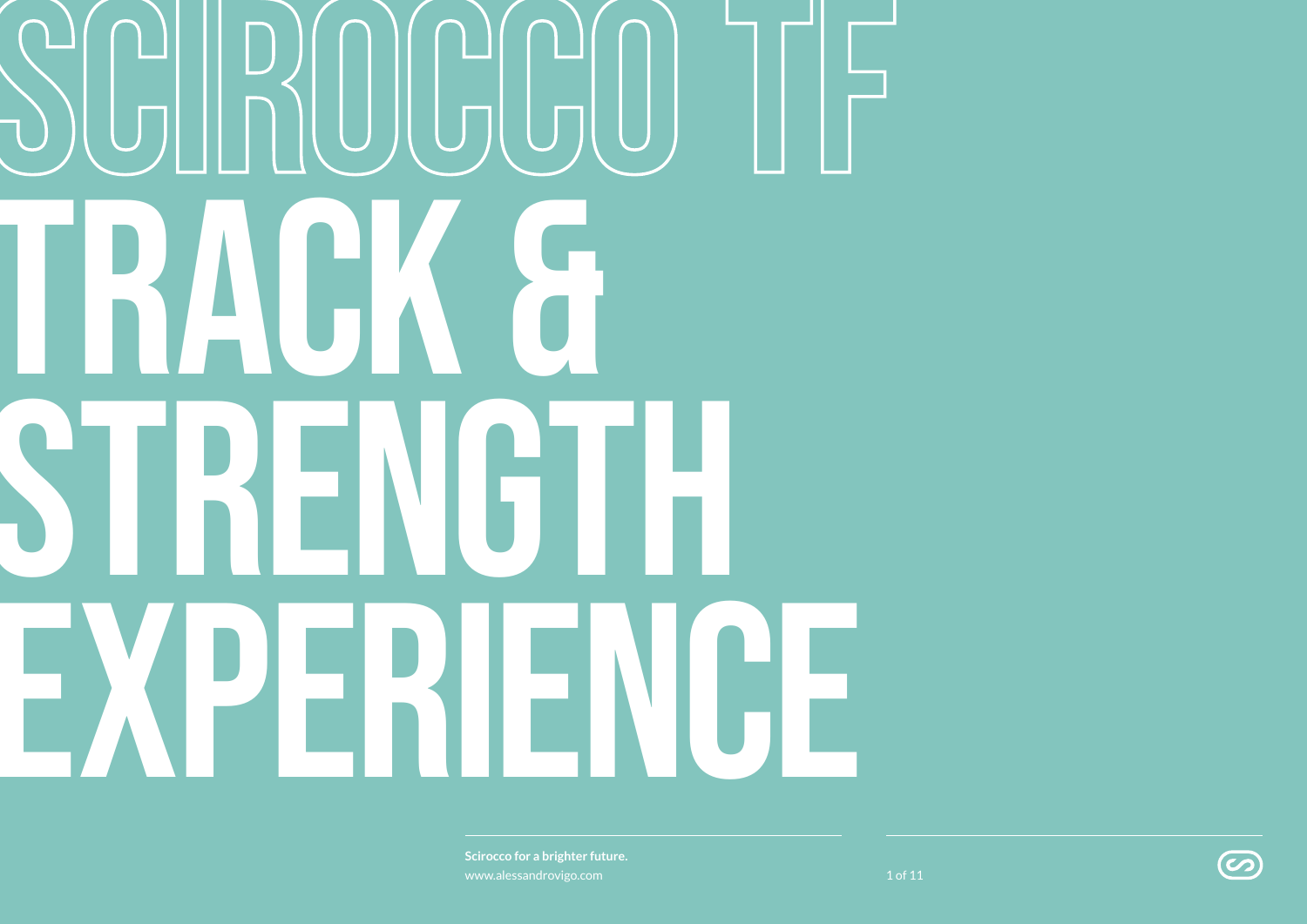# SCIROCCO TF

# TRACK & STRENGTH EXPERIENCE

**Scirocco for a brighter future.**
www.alessandrovigo.com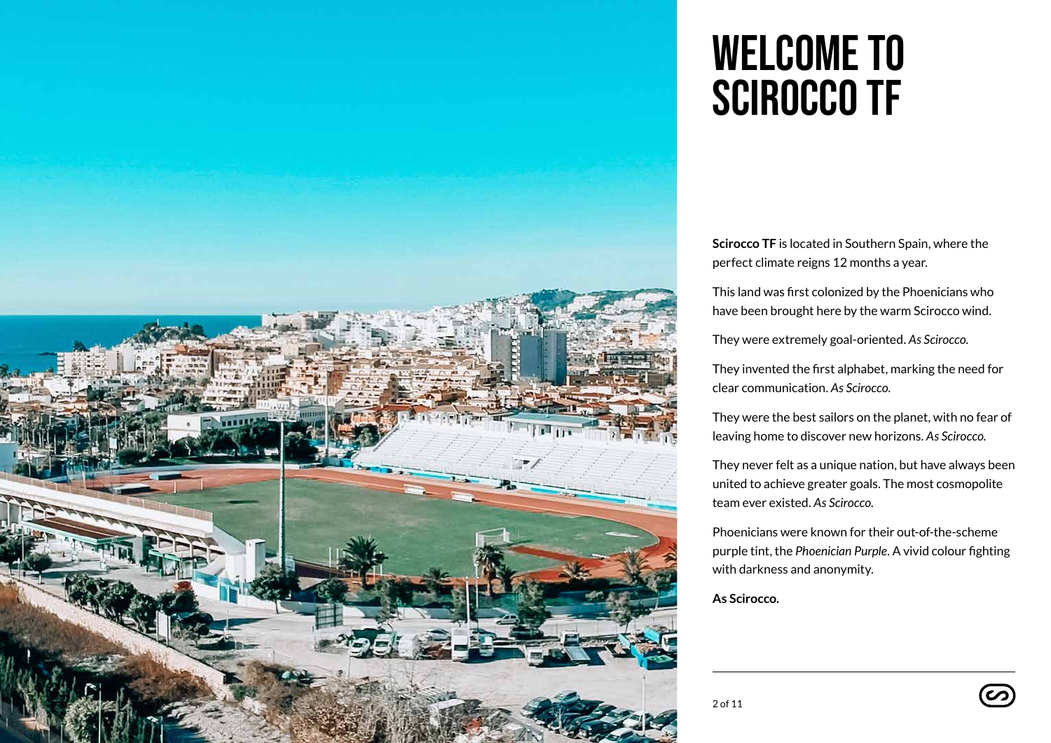# WELCOME TO SCIROCCO TF

**Scirocco TF** is located in Southern Spain, where the perfect climate reigns 12 months a year.

This land was first colonized by the Phoenicians who have been brought here by the warm Scirocco wind.

They were extremely goal-oriented. *As Scirocco.*

They invented the first alphabet, marking the need for clear communication. *As Scirocco.*

They were the best sailors on the planet, with no fear of leaving home to discover new horizons. *As Scirocco.*

They never felt as a unique nation, but have always been united to achieve greater goals. The most cosmopolite team ever existed. *As Scirocco.*

Phoenicians were known for their out-of-the-scheme purple tint, the *Phoenician Purple*. A vivid colour fighting with darkness and anonymity.

**As Scirocco.**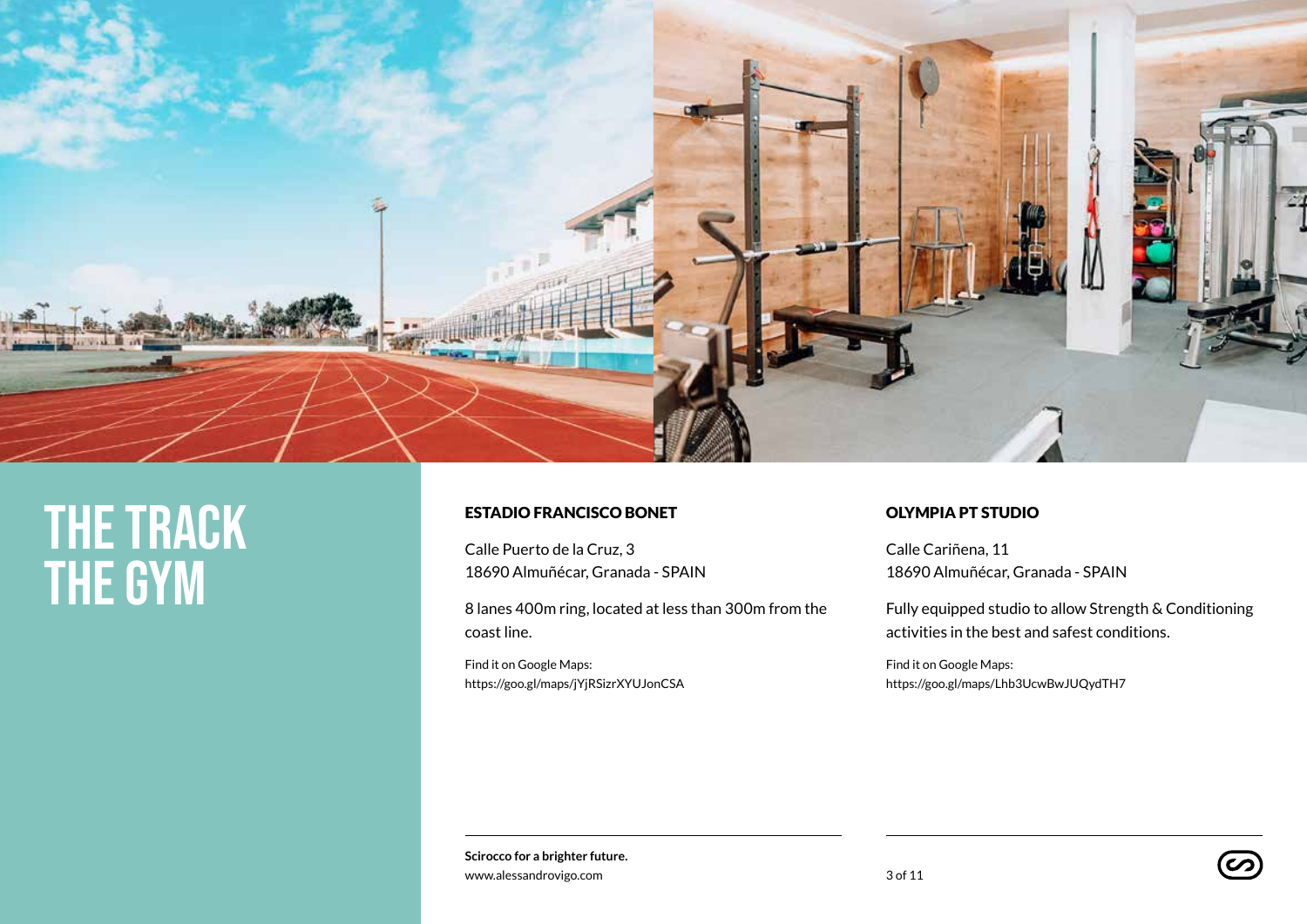# THE TRACK THE GYM

## ESTADIO FRANCISCO BONET

Calle Puerto de la Cruz, 3
18690 Almuñécar, Granada - SPAIN

8 lanes 400m ring, located at less than 300m from the coast line.

Find it on Google Maps:
https://goo.gl/maps/jYjRSizrXYUJonCSA

## OLYMPIA PT STUDIO

Calle Cariñena, 11
18690 Almuñécar, Granada - SPAIN

Fully equipped studio to allow Strength & Conditioning activities in the best and safest conditions.

Find it on Google Maps:
https://goo.gl/maps/Lhb3UcwBwJUQydTH7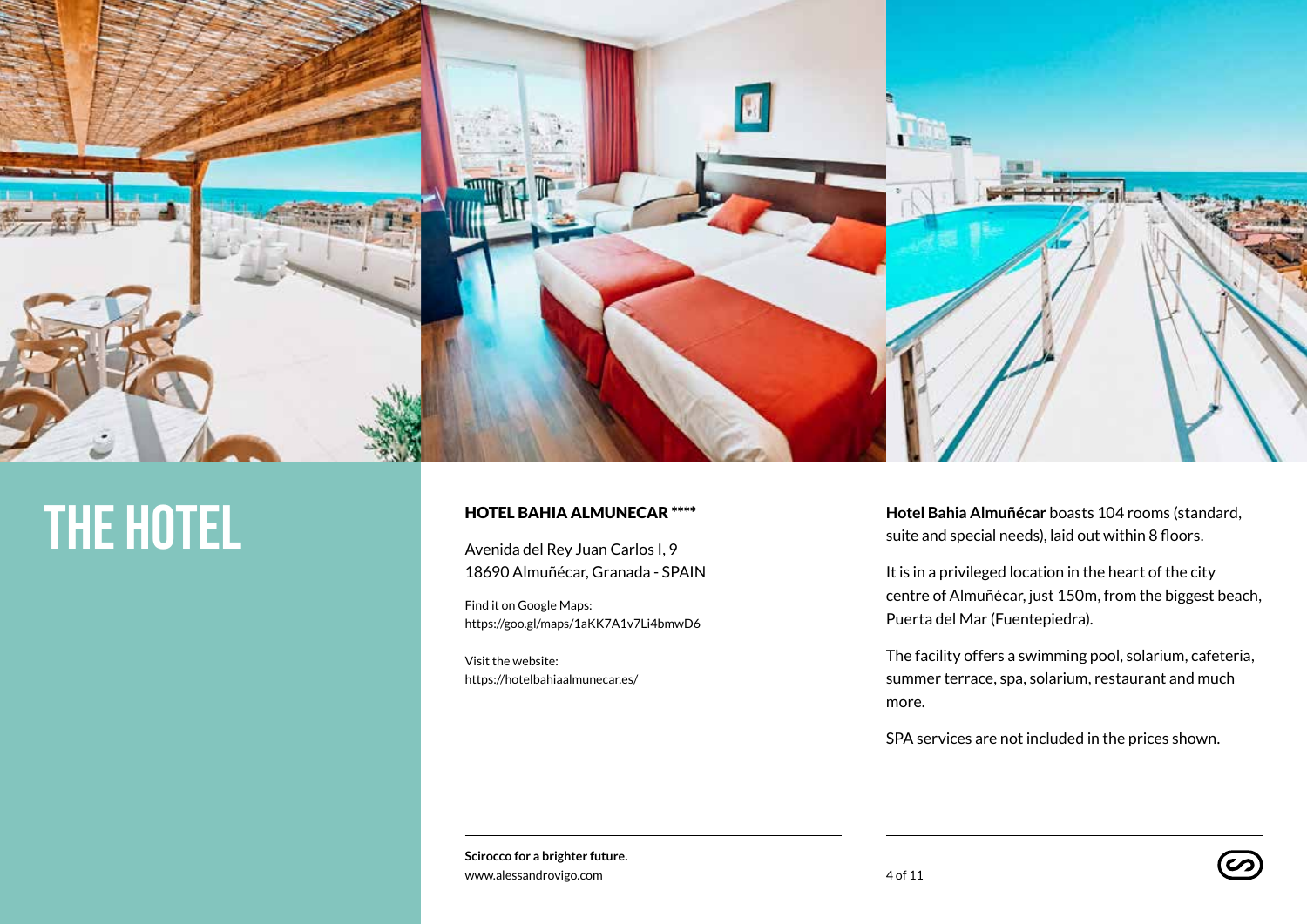# THE HOTEL

**HOTEL BAHIA ALMUNECAR ****

Avenida del Rey Juan Carlos I, 9
18690 Almuñécar, Granada - SPAIN

Find it on Google Maps:
https://goo.gl/maps/1aKK7A1v7Li4bmwD6

Visit the website:
https://hotelbahiaalmunecar.es/

**Hotel Bahia Almuñécar** boasts 104 rooms (standard, suite and special needs), laid out within 8 floors.

It is in a privileged location in the heart of the city centre of Almuñécar, just 150m, from the biggest beach, Puerta del Mar (Fuentepiedra).

The facility offers a swimming pool, solarium, cafeteria, summer terrace, spa, solarium, restaurant and much more.

SPA services are not included in the prices shown.

**Scirocco for a brighter future.**
www.alessandrovigo.com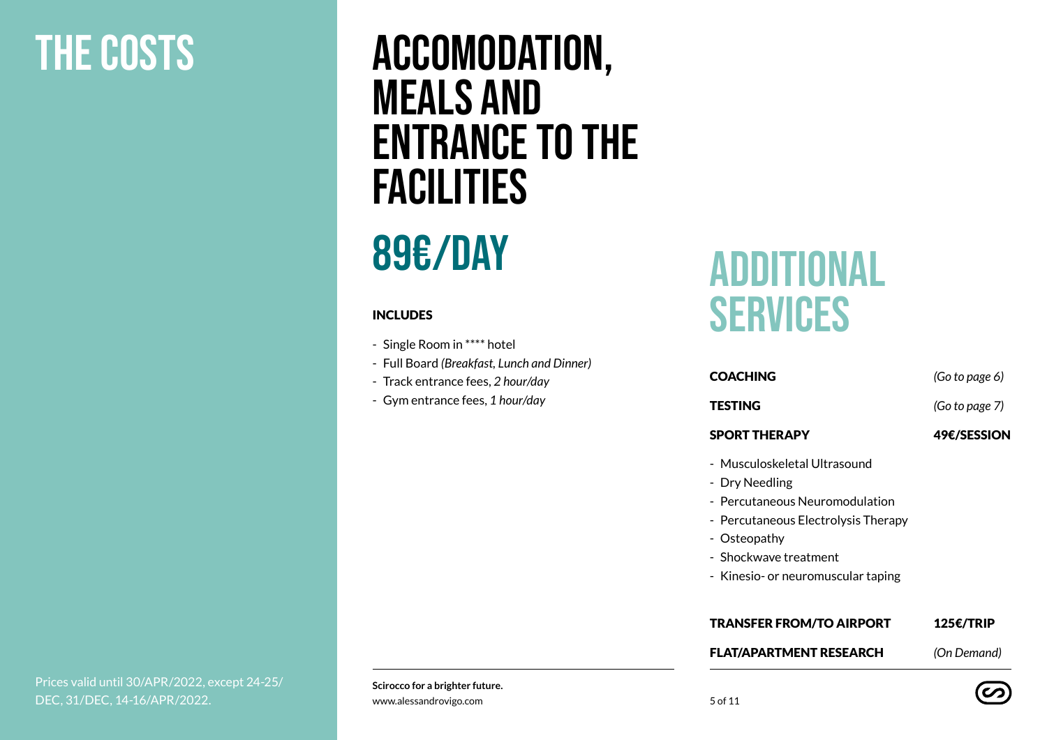# THE COSTS

Prices valid until 30/APR/2022, except 24-25/DEC, 31/DEC, 14-16/APR/2022.

## ACCOMODATION, MEALS AND ENTRANCE TO THE FACILITIES

## 89€/DAY

**INCLUDES**

- Single Room in **** hotel
- Full Board *(Breakfast, Lunch and Dinner)*
- Track entrance fees, *2 hour/day*
- Gym entrance fees, *1 hour/day*

## ADDITIONAL SERVICES

| | |
|---|---|
| **COACHING** | *(Go to page 6)* |
| **TESTING** | *(Go to page 7)* |
| **SPORT THERAPY** | **49€/SESSION** |

- Musculoskeletal Ultrasound
- Dry Needling
- Percutaneous Neuromodulation
- Percutaneous Electrolysis Therapy
- Osteopathy
- Shockwave treatment
- Kinesio- or neuromuscular taping

| | |
|---|---|
| **TRANSFER FROM/TO AIRPORT** | **125€/TRIP** |
| **FLAT/APARTMENT RESEARCH** | *(On Demand)* |

**Scirocco for a brighter future.**
www.alessandrovigo.com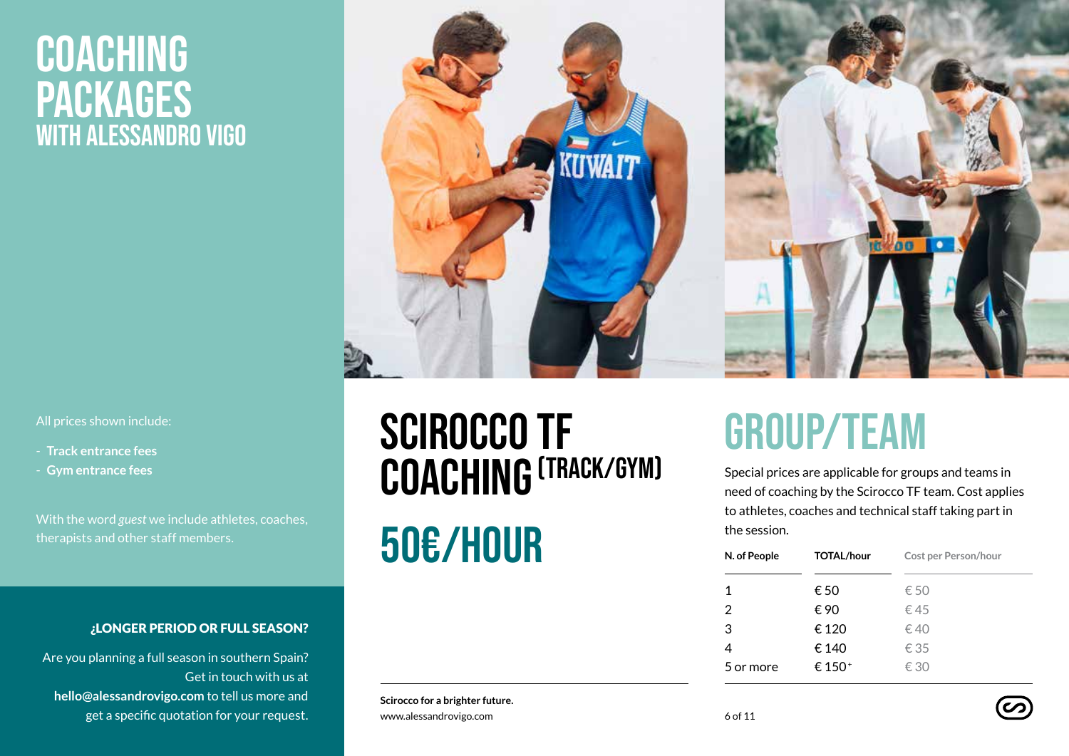# COACHING PACKAGES
## WITH ALESSANDRO VIGO

All prices shown include:

- **Track entrance fees**
- **Gym entrance fees**

With the word *guest* we include athletes, coaches, therapists and other staff members.

**¿LONGER PERIOD OR FULL SEASON?**

Are you planning a full season in southern Spain? Get in touch with us at **hello@alessandrovigo.com** to tell us more and get a specific quotation for your request.

# SCIROCCO TF COACHING (TRACK/GYM)

# 50€/HOUR

# GROUP/TEAM

Special prices are applicable for groups and teams in need of coaching by the Scirocco TF team. Cost applies to athletes, coaches and technical staff taking part in the session.

| N. of People | TOTAL/hour | Cost per Person/hour |
|---|---|---|
| 1 | € 50 | € 50 |
| 2 | € 90 | € 45 |
| 3 | € 120 | € 40 |
| 4 | € 140 | € 35 |
| 5 or more | € 150+ | € 30 |

**Scirocco for a brighter future.**
www.alessandrovigo.com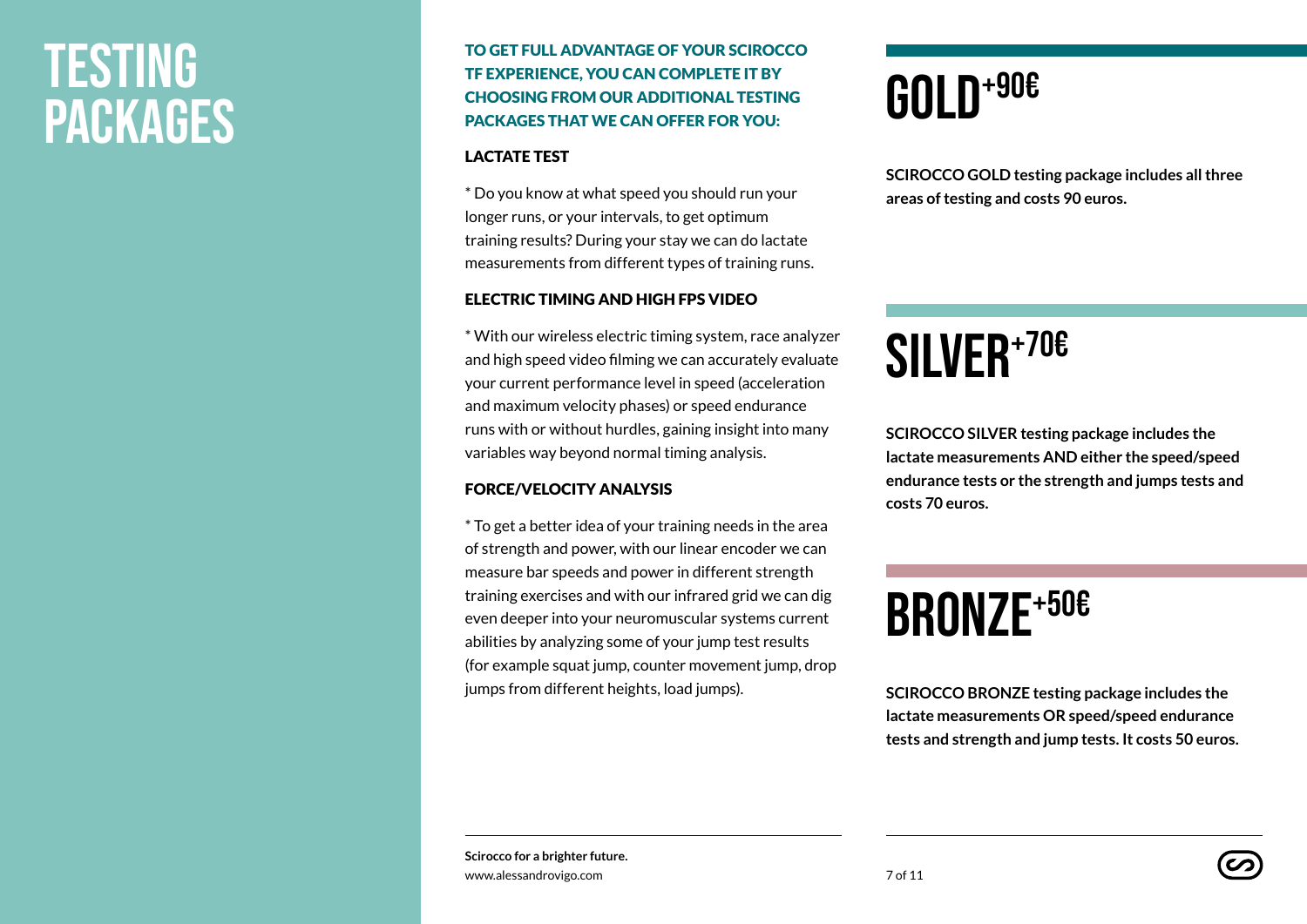# TESTING PACKAGES

**TO GET FULL ADVANTAGE OF YOUR SCIROCCO TF EXPERIENCE, YOU CAN COMPLETE IT BY CHOOSING FROM OUR ADDITIONAL TESTING PACKAGES THAT WE CAN OFFER FOR YOU:**

### LACTATE TEST

* Do you know at what speed you should run your longer runs, or your intervals, to get optimum training results? During your stay we can do lactate measurements from different types of training runs.

### ELECTRIC TIMING AND HIGH FPS VIDEO

* With our wireless electric timing system, race analyzer and high speed video filming we can accurately evaluate your current performance level in speed (acceleration and maximum velocity phases) or speed endurance runs with or without hurdles, gaining insight into many variables way beyond normal timing analysis.

### FORCE/VELOCITY ANALYSIS

* To get a better idea of your training needs in the area of strength and power, with our linear encoder we can measure bar speeds and power in different strength training exercises and with our infrared grid we can dig even deeper into your neuromuscular systems current abilities by analyzing some of your jump test results (for example squat jump, counter movement jump, drop jumps from different heights, load jumps).

## GOLD +90€

**SCIROCCO GOLD testing package includes all three areas of testing and costs 90 euros.**

## SILVER +70€

**SCIROCCO SILVER testing package includes the lactate measurements AND either the speed/speed endurance tests or the strength and jumps tests and costs 70 euros.**

## BRONZE +50€

**SCIROCCO BRONZE testing package includes the lactate measurements OR speed/speed endurance tests and strength and jump tests. It costs 50 euros.**

**Scirocco for a brighter future.**
www.alessandrovigo.com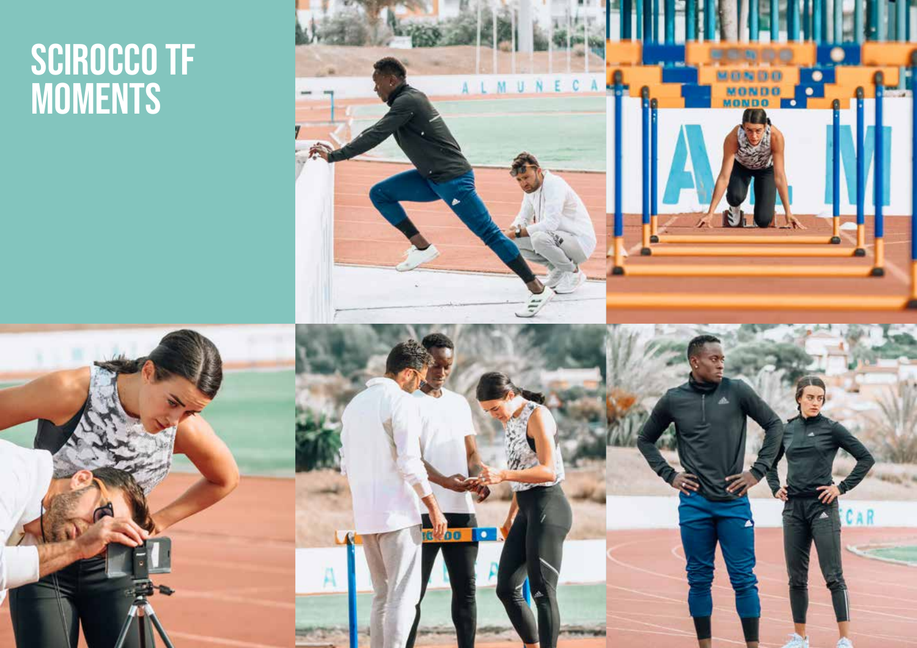# SCIROCCO TF MOMENTS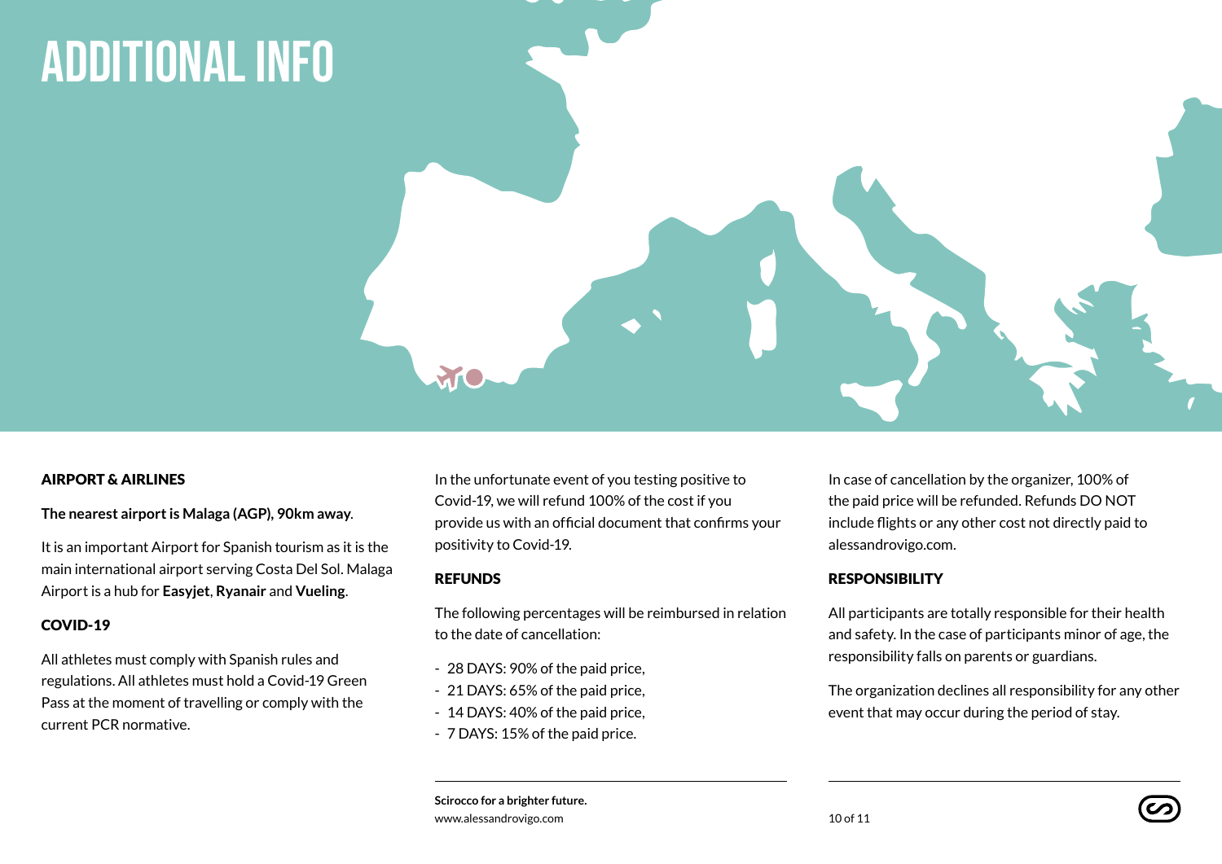# ADDITIONAL INFO

### AIRPORT & AIRLINES

**The nearest airport is Malaga (AGP), 90km away**.

It is an important Airport for Spanish tourism as it is the main international airport serving Costa Del Sol. Malaga Airport is a hub for **Easyjet**, **Ryanair** and **Vueling**.

### COVID-19

All athletes must comply with Spanish rules and regulations. All athletes must hold a Covid-19 Green Pass at the moment of travelling or comply with the current PCR normative.

In the unfortunate event of you testing positive to Covid-19, we will refund 100% of the cost if you provide us with an official document that confirms your positivity to Covid-19.

### REFUNDS

The following percentages will be reimbursed in relation to the date of cancellation:

- 28 DAYS: 90% of the paid price,
- 21 DAYS: 65% of the paid price,
- 14 DAYS: 40% of the paid price,
- 7 DAYS: 15% of the paid price.

In case of cancellation by the organizer, 100% of the paid price will be refunded. Refunds DO NOT include flights or any other cost not directly paid to alessandrovigo.com.

### RESPONSIBILITY

All participants are totally responsible for their health and safety. In the case of participants minor of age, the responsibility falls on parents or guardians.

The organization declines all responsibility for any other event that may occur during the period of stay.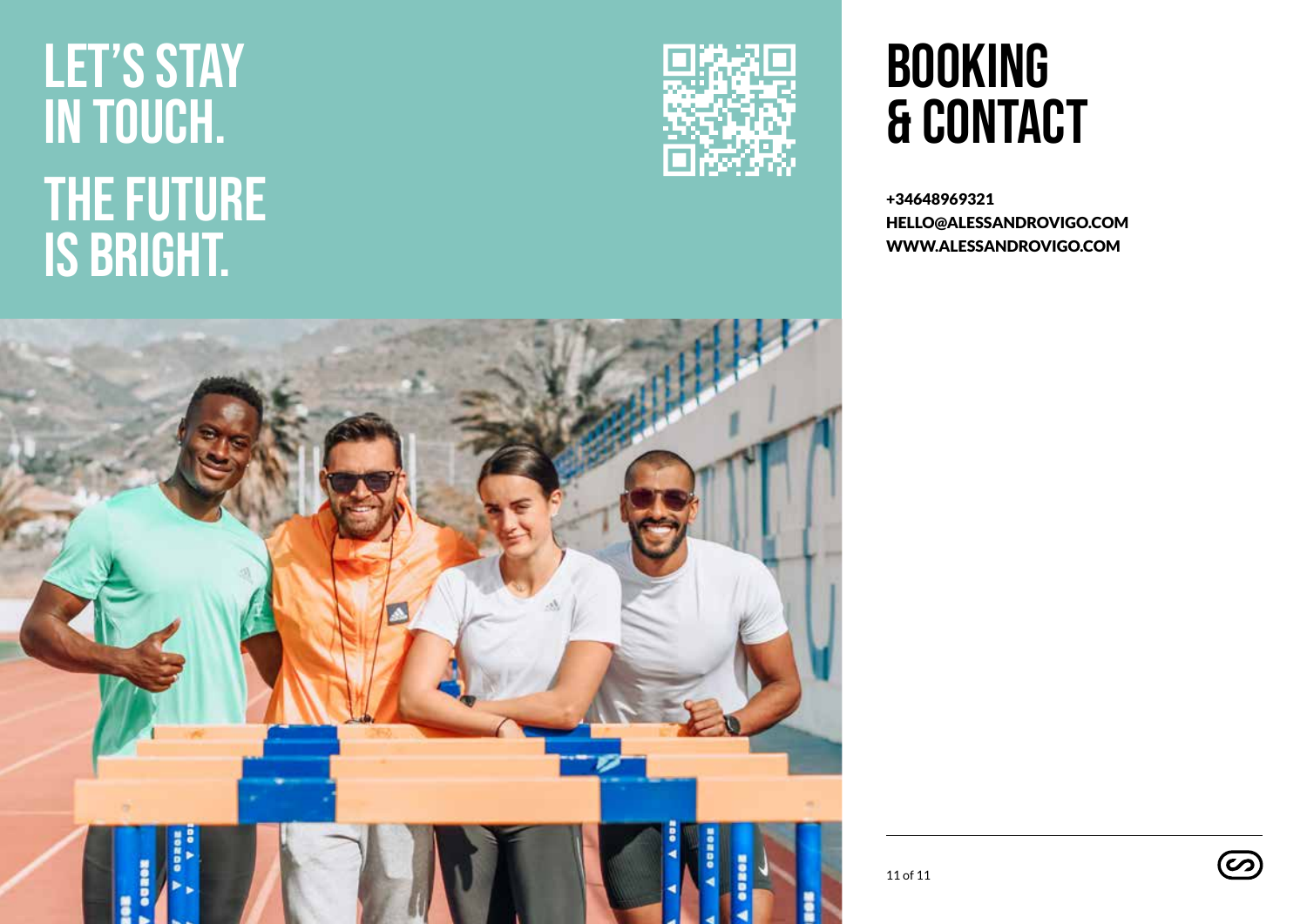# LET'S STAY IN TOUCH.

# THE FUTURE IS BRIGHT.

# BOOKING & CONTACT

+34648969321
HELLO@ALESSANDROVIGO.COM
WWW.ALESSANDROVIGO.COM